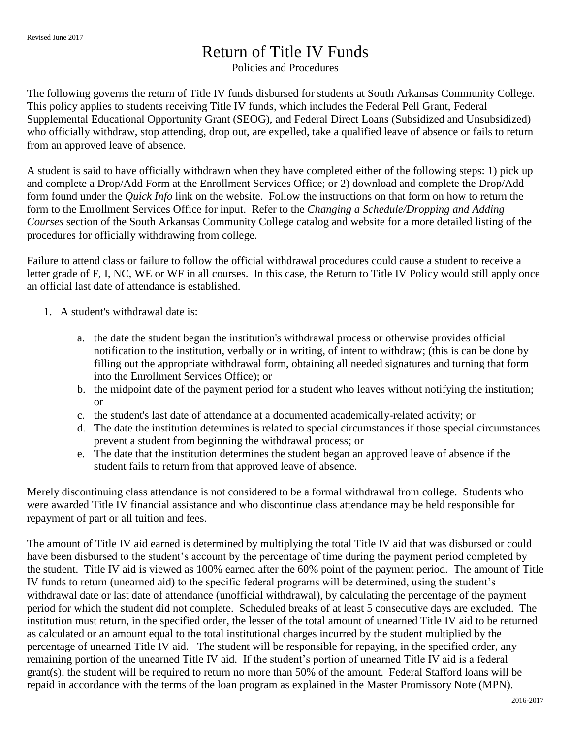Revised June 2017

# Return of Title IV Funds

Policies and Procedures

The following governs the return of Title IV funds disbursed for students at South Arkansas Community College. This policy applies to students receiving Title IV funds, which includes the Federal Pell Grant, Federal Supplemental Educational Opportunity Grant (SEOG), and Federal Direct Loans (Subsidized and Unsubsidized) who officially withdraw, stop attending, drop out, are expelled, take a qualified leave of absence or fails to return from an approved leave of absence.

A student is said to have officially withdrawn when they have completed either of the following steps: 1) pick up and complete a Drop/Add Form at the Enrollment Services Office; or 2) download and complete the Drop/Add form found under the *Quick Info* link on the website. Follow the instructions on that form on how to return the form to the Enrollment Services Office for input. Refer to the *Changing a Schedule/Dropping and Adding Courses* section of the South Arkansas Community College catalog and website for a more detailed listing of the procedures for officially withdrawing from college.

Failure to attend class or failure to follow the official withdrawal procedures could cause a student to receive a letter grade of F, I, NC, WE or WF in all courses. In this case, the Return to Title IV Policy would still apply once an official last date of attendance is established.

1. A student's withdrawal date is:

    a. the date the student began the institution's withdrawal process or otherwise provides official notification to the institution, verbally or in writing, of intent to withdraw; (this is can be done by filling out the appropriate withdrawal form, obtaining all needed signatures and turning that form into the Enrollment Services Office); or
    b. the midpoint date of the payment period for a student who leaves without notifying the institution; or
    c. the student's last date of attendance at a documented academically-related activity; or
    d. The date the institution determines is related to special circumstances if those special circumstances prevent a student from beginning the withdrawal process; or
    e. The date that the institution determines the student began an approved leave of absence if the student fails to return from that approved leave of absence.

Merely discontinuing class attendance is not considered to be a formal withdrawal from college. Students who were awarded Title IV financial assistance and who discontinue class attendance may be held responsible for repayment of part or all tuition and fees.

The amount of Title IV aid earned is determined by multiplying the total Title IV aid that was disbursed or could have been disbursed to the student's account by the percentage of time during the payment period completed by the student. Title IV aid is viewed as 100% earned after the 60% point of the payment period. The amount of Title IV funds to return (unearned aid) to the specific federal programs will be determined, using the student's withdrawal date or last date of attendance (unofficial withdrawal), by calculating the percentage of the payment period for which the student did not complete. Scheduled breaks of at least 5 consecutive days are excluded. The institution must return, in the specified order, the lesser of the total amount of unearned Title IV aid to be returned as calculated or an amount equal to the total institutional charges incurred by the student multiplied by the percentage of unearned Title IV aid. The student will be responsible for repaying, in the specified order, any remaining portion of the unearned Title IV aid. If the student's portion of unearned Title IV aid is a federal grant(s), the student will be required to return no more than 50% of the amount. Federal Stafford loans will be repaid in accordance with the terms of the loan program as explained in the Master Promissory Note (MPN).

2016-2017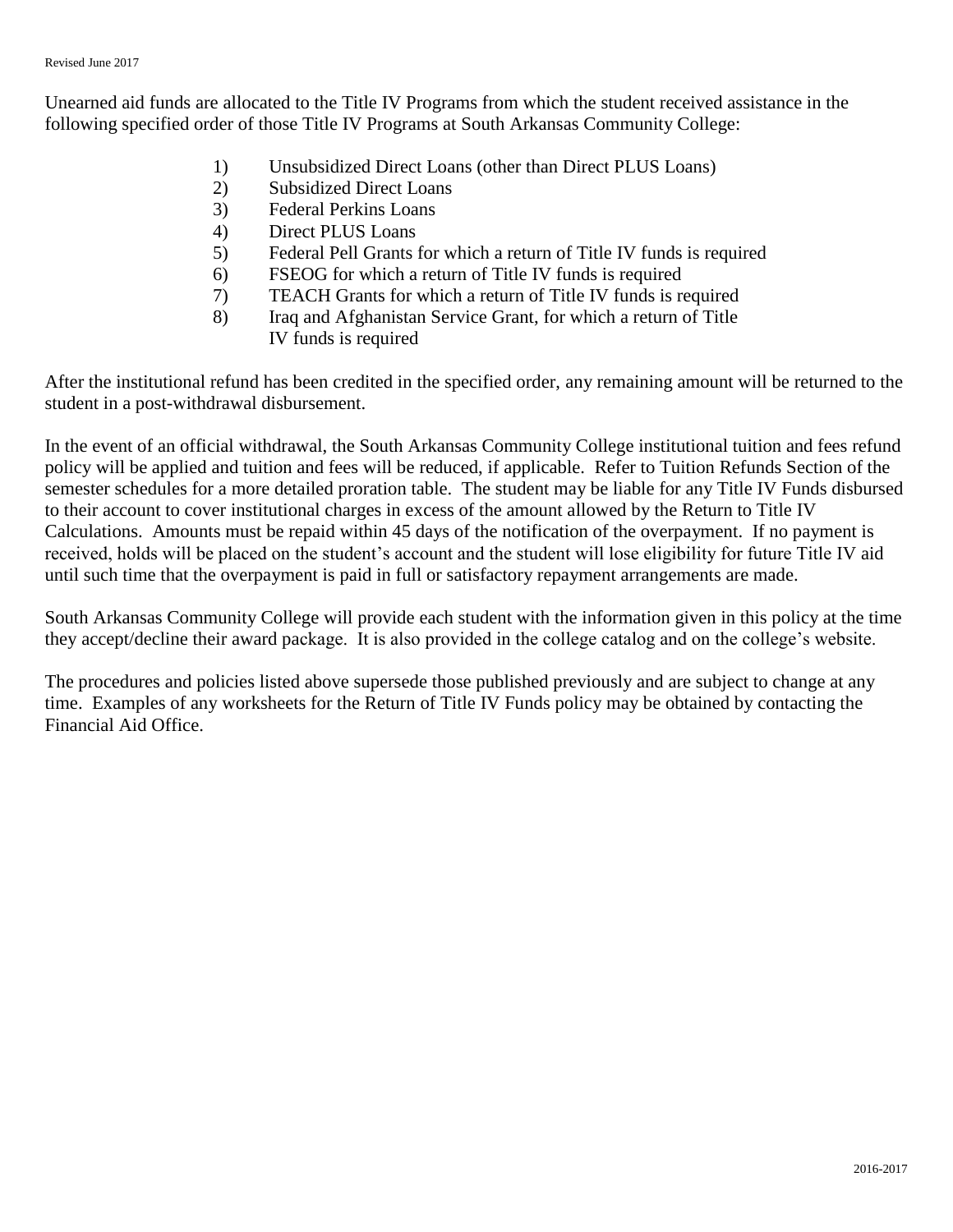Unearned aid funds are allocated to the Title IV Programs from which the student received assistance in the following specified order of those Title IV Programs at South Arkansas Community College:

1) Unsubsidized Direct Loans (other than Direct PLUS Loans)
2) Subsidized Direct Loans
3) Federal Perkins Loans
4) Direct PLUS Loans
5) Federal Pell Grants for which a return of Title IV funds is required
6) FSEOG for which a return of Title IV funds is required
7) TEACH Grants for which a return of Title IV funds is required
8) Iraq and Afghanistan Service Grant, for which a return of Title IV funds is required

After the institutional refund has been credited in the specified order, any remaining amount will be returned to the student in a post-withdrawal disbursement.

In the event of an official withdrawal, the South Arkansas Community College institutional tuition and fees refund policy will be applied and tuition and fees will be reduced, if applicable. Refer to Tuition Refunds Section of the semester schedules for a more detailed proration table. The student may be liable for any Title IV Funds disbursed to their account to cover institutional charges in excess of the amount allowed by the Return to Title IV Calculations. Amounts must be repaid within 45 days of the notification of the overpayment. If no payment is received, holds will be placed on the student's account and the student will lose eligibility for future Title IV aid until such time that the overpayment is paid in full or satisfactory repayment arrangements are made.

South Arkansas Community College will provide each student with the information given in this policy at the time they accept/decline their award package. It is also provided in the college catalog and on the college's website.

The procedures and policies listed above supersede those published previously and are subject to change at any time. Examples of any worksheets for the Return of Title IV Funds policy may be obtained by contacting the Financial Aid Office.